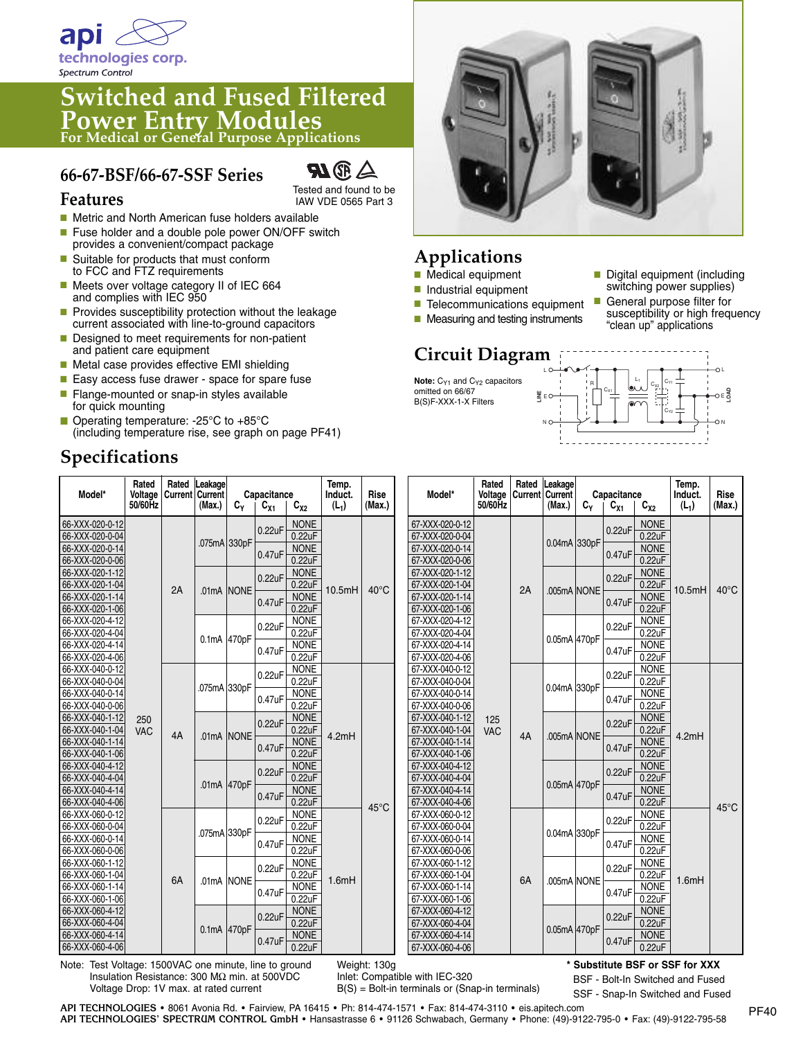api technologies corp.
Spectrum Control

# Switched and Fused Filtered Power Entry Modules

For Medical or General Purpose Applications

## 66-67-BSF/66-67-SSF Series

Tested and found to be IAW VDE 0565 Part 3

## Features

- Metric and North American fuse holders available
- Fuse holder and a double pole power ON/OFF switch provides a convenient/compact package
- Suitable for products that must conform to FCC and FTZ requirements
- Meets over voltage category II of IEC 664 and complies with IEC 950
- Provides susceptibility protection without the leakage current associated with line-to-ground capacitors
- Designed to meet requirements for non-patient and patient care equipment
- Metal case provides effective EMI shielding
- Easy access fuse drawer - space for spare fuse
- Flange-mounted or snap-in styles available for quick mounting
- Operating temperature: -25°C to +85°C (including temperature rise, see graph on page PF41)

## Applications

- Medical equipment
- Industrial equipment
- Telecommunications equipment
- Measuring and testing instruments
- Digital equipment (including switching power supplies)
- General purpose filter for susceptibility or high frequency "clean up" applications

## Circuit Diagram

**Note:** $C_{Y1}$ and $C_{Y2}$ capacitors omitted on 66/67 B(S)F-XXX-1-X Filters

## Specifications

| Model* | Rated Voltage 50/60Hz | Rated Current | Leakage Current (Max.) | Capacitance $C_Y$ | $C_{X1}$ | $C_{X2}$ | Temp. Induct. ($L_1$) | Rise (Max.) |
|---|---|---|---|---|---|---|---|---|
| 66-XXX-020-0-12 | 250 VAC | 2A | .075mA | 330pF | 0.22uF | NONE | 10.5mH | 40°C |
| 66-XXX-020-0-04 | | | | | | 0.22uF | | |
| 66-XXX-020-0-14 | | | | | 0.47uF | NONE | | |
| 66-XXX-020-0-06 | | | | | | 0.22uF | | |
| 66-XXX-020-1-12 | | | .01mA | NONE | 0.22uF | NONE | | |
| 66-XXX-020-1-04 | | | | | | 0.22uF | | |
| 66-XXX-020-1-14 | | | | | 0.47uF | NONE | | |
| 66-XXX-020-1-06 | | | | | | 0.22uF | | |
| 66-XXX-020-4-12 | | | 0.1mA | 470pF | 0.22uF | NONE | | |
| 66-XXX-020-4-04 | | | | | | 0.22uF | | |
| 66-XXX-020-4-14 | | | | | 0.47uF | NONE | | |
| 66-XXX-020-4-06 | | | | | | 0.22uF | | |
| 66-XXX-040-0-12 | | 4A | .075mA | 330pF | 0.22uF | NONE | 4.2mH | 45°C |
| 66-XXX-040-0-04 | | | | | | 0.22uF | | |
| 66-XXX-040-0-14 | | | | | 0.47uF | NONE | | |
| 66-XXX-040-0-06 | | | | | | 0.22uF | | |
| 66-XXX-040-1-12 | | | .01mA | NONE | 0.22uF | NONE | | |
| 66-XXX-040-1-04 | | | | | | 0.22uF | | |
| 66-XXX-040-1-14 | | | | | 0.47uF | NONE | | |
| 66-XXX-040-1-06 | | | | | | 0.22uF | | |
| 66-XXX-040-4-12 | | | .01mA | 470pF | 0.22uF | NONE | | |
| 66-XXX-040-4-04 | | | | | | 0.22uF | | |
| 66-XXX-040-4-14 | | | | | 0.47uF | NONE | | |
| 66-XXX-040-4-06 | | | | | | 0.22uF | | |
| 66-XXX-060-0-12 | | 6A | .075mA | 330pF | 0.22uF | NONE | 1.6mH | |
| 66-XXX-060-0-04 | | | | | | 0.22uF | | |
| 66-XXX-060-0-14 | | | | | 0.47uF | NONE | | |
| 66-XXX-060-0-06 | | | | | | 0.22uF | | |
| 66-XXX-060-1-12 | | | .01mA | NONE | 0.22uF | NONE | | |
| 66-XXX-060-1-04 | | | | | | 0.22uF | | |
| 66-XXX-060-1-14 | | | | | 0.47uF | NONE | | |
| 66-XXX-060-1-06 | | | | | | 0.22uF | | |
| 66-XXX-060-4-12 | | | 0.1mA | 470pF | 0.22uF | NONE | | |
| 66-XXX-060-4-04 | | | | | | 0.22uF | | |
| 66-XXX-060-4-14 | | | | | 0.47uF | NONE | | |
| 66-XXX-060-4-06 | | | | | | 0.22uF | | |

| Model* | Rated Voltage 50/60Hz | Rated Current | Leakage Current (Max.) | Capacitance $C_Y$ | $C_{X1}$ | $C_{X2}$ | Temp. Induct. ($L_1$) | Rise (Max.) |
|---|---|---|---|---|---|---|---|---|
| 67-XXX-020-0-12 | 125 VAC | 2A | 0.04mA | 330pF | 0.22uF | NONE | 10.5mH | 40°C |
| 67-XXX-020-0-04 | | | | | | 0.22uF | | |
| 67-XXX-020-0-14 | | | | | 0.47uF | NONE | | |
| 67-XXX-020-0-06 | | | | | | 0.22uF | | |
| 67-XXX-020-1-12 | | | .005mA | NONE | 0.22uF | NONE | | |
| 67-XXX-020-1-04 | | | | | | 0.22uF | | |
| 67-XXX-020-1-14 | | | | | 0.47uF | NONE | | |
| 67-XXX-020-1-06 | | | | | | 0.22uF | | |
| 67-XXX-020-4-12 | | | 0.05mA | 470pF | 0.22uF | NONE | | |
| 67-XXX-020-4-04 | | | | | | 0.22uF | | |
| 67-XXX-020-4-14 | | | | | 0.47uF | NONE | | |
| 67-XXX-020-4-06 | | | | | | 0.22uF | | |
| 67-XXX-040-0-12 | | 4A | 0.04mA | 330pF | 0.22uF | NONE | 4.2mH | 45°C |
| 67-XXX-040-0-04 | | | | | | 0.22uF | | |
| 67-XXX-040-0-14 | | | | | 0.47uF | NONE | | |
| 67-XXX-040-0-06 | | | | | | 0.22uF | | |
| 67-XXX-040-1-12 | | | .005mA | NONE | 0.22uF | NONE | | |
| 67-XXX-040-1-04 | | | | | | 0.22uF | | |
| 67-XXX-040-1-14 | | | | | 0.47uF | NONE | | |
| 67-XXX-040-1-06 | | | | | | 0.22uF | | |
| 67-XXX-040-4-12 | | | 0.05mA | 470pF | 0.22uF | NONE | | |
| 67-XXX-040-4-04 | | | | | | 0.22uF | | |
| 67-XXX-040-4-14 | | | | | 0.47uF | NONE | | |
| 67-XXX-040-4-06 | | | | | | 0.22uF | | |
| 67-XXX-060-0-12 | | 6A | 0.04mA | 330pF | 0.22uF | NONE | 1.6mH | |
| 67-XXX-060-0-04 | | | | | | 0.22uF | | |
| 67-XXX-060-0-14 | | | | | 0.47uF | NONE | | |
| 67-XXX-060-0-06 | | | | | | 0.22uF | | |
| 67-XXX-060-1-12 | | | .005mA | NONE | 0.22uF | NONE | | |
| 67-XXX-060-1-04 | | | | | | 0.22uF | | |
| 67-XXX-060-1-14 | | | | | 0.47uF | NONE | | |
| 67-XXX-060-1-06 | | | | | | 0.22uF | | |
| 67-XXX-060-4-12 | | | 0.05mA | 470pF | 0.22uF | NONE | | |
| 67-XXX-060-4-04 | | | | | | 0.22uF | | |
| 67-XXX-060-4-14 | | | | | 0.47uF | NONE | | |
| 67-XXX-060-4-06 | | | | | | 0.22uF | | |

Note: Test Voltage: 1500VAC one minute, line to ground
Insulation Resistance: 300 MΩ min. at 500VDC
Voltage Drop: 1V max. at rated current

Weight: 130g
Inlet: Compatible with IEC-320
B(S) = Bolt-in terminals or (Snap-in terminals)

**\* Substitute BSF or SSF for XXX**
BSF - Bolt-In Switched and Fused
SSF - Snap-In Switched and Fused

**API TECHNOLOGIES** • 8061 Avonia Rd. • Fairview, PA 16415 • Ph: 814-474-1571 • Fax: 814-474-3110 • eis.apitech.com
**API TECHNOLOGIES' SPECTRUM CONTROL GmbH** • Hansastrasse 6 • 91126 Schwabach, Germany • Phone: (49)-9122-795-0 • Fax: (49)-9122-795-58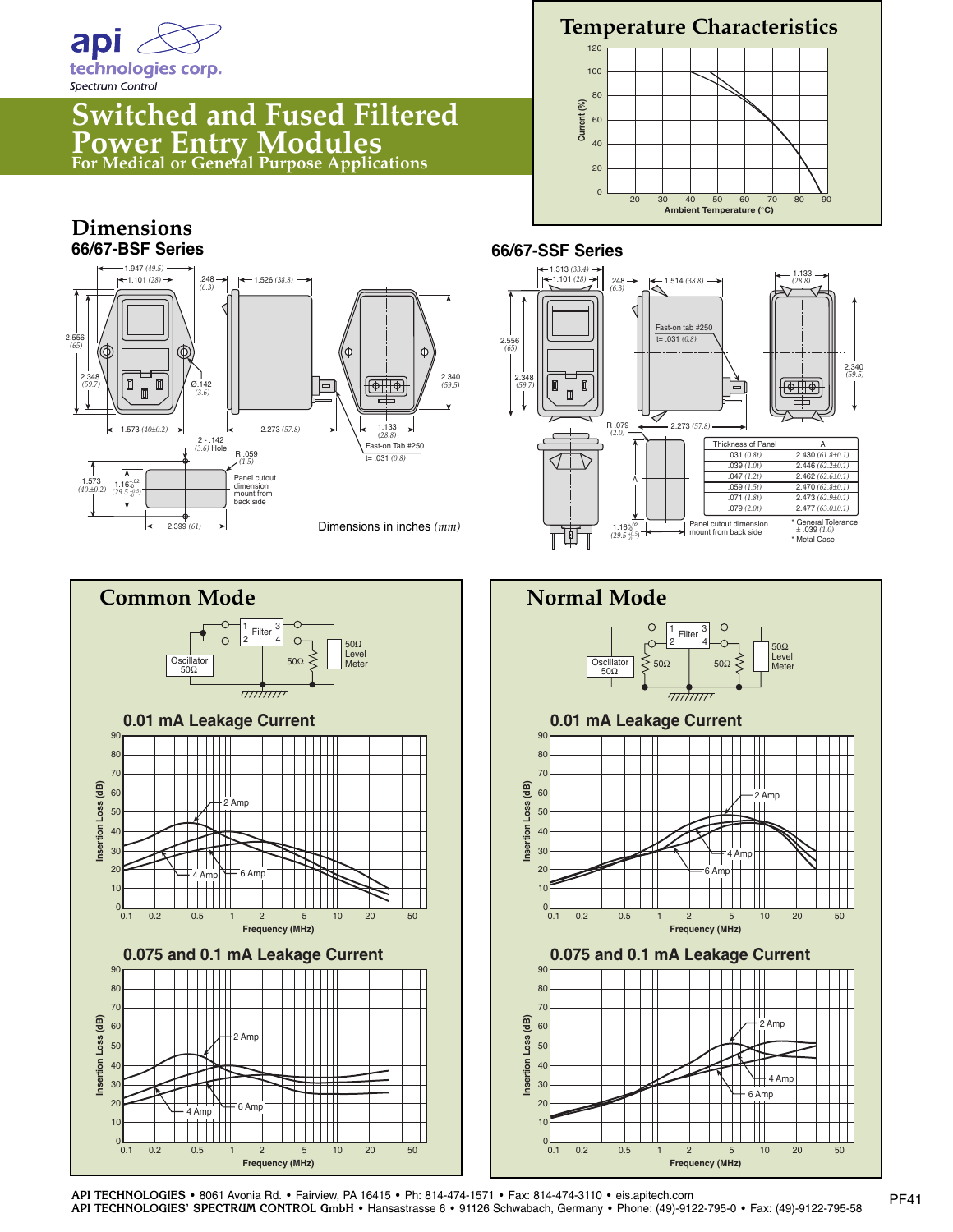# Switched and Fused Filtered Power Entry Modules

For Medical or General Purpose Applications

## Temperature Characteristics

120
100
80
60
40
20
0
Current (%)
20 30 40 50 60 70 80 90
Ambient Temperature (°C)

## Dimensions

### 66/67-BSF Series

1.947 *(49.5)*
1.101 *(28)*
.248 *(6.3)*
1.526 *(38.8)*
2.556 *(65)*
2.348 *(59.7)*
Ø.142 *(3.6)*
2.340 *(59.5)*
1.573 *(40±0.2)*
2.273 *(57.8)*
1.133 *(28.8)*
Fast-on Tab #250
t= .031 *(0.8)*
2 - .142 *(3.6)* Hole
R .059 *(1.5)*
1.573 *(40±0.2)*
1.16 +.02 -0 *(29.5 +0.5 -0)*
Panel cutout dimension mount from back side
2.399 *(61)*

Dimensions in inches *(mm)*

### 66/67-SSF Series

1.313 *(33.4)*
1.101 *(28)*
.248 *(6.3)*
1.514 *(38.8)*
1.133 *(28.8)*
Fast-on tab #250
t= .031 *(0.8)*
2.556 *(65)*
2.348 *(59.7)*
2.340 *(59.5)*
R .079 *(2.0)*
2.273 *(57.8)*
A
1.16 +.02 -0 *(29.5 +0.5 -0)*
Panel cutout dimension mount from back side

| Thickness of Panel | A |
|---|---|
| .031 *(0.81)* | 2.430 *(61.8±0.1)* |
| .039 *(1.01)* | 2.446 *(62.2±0.1)* |
| .047 *(1.21)* | 2.462 *(62.6±0.1)* |
| .059 *(1.51)* | 2.470 *(62.8±0.1)* |
| .071 *(1.81)* | 2.473 *(62.9±0.1)* |
| .079 *(2.01)* | 2.477 *(63.0±0.1)* |

* General Tolerance ± .039 *(1.0)*
* Metal Case

## Common Mode

Oscillator 50Ω
Filter 1 2 3 4
50Ω
50Ω Level Meter

### 0.01 mA Leakage Current

Insertion Loss (dB) 0–90
2 Amp
4 Amp
6 Amp
Frequency (MHz) 0.1 0.2 0.5 1 2 5 10 20 50

### 0.075 and 0.1 mA Leakage Current

Insertion Loss (dB) 0–90
2 Amp
4 Amp
6 Amp
Frequency (MHz) 0.1 0.2 0.5 1 2 5 10 20 50

## Normal Mode

Oscillator 50Ω
Filter 1 2 3 4
50Ω
50Ω
50Ω Level Meter

### 0.01 mA Leakage Current

Insertion Loss (dB) 0–90
2 Amp
4 Amp
6 Amp
Frequency (MHz) 0.1 0.2 0.5 1 2 5 10 20 50

### 0.075 and 0.1 mA Leakage Current

Insertion Loss (dB) 0–90
2 Amp
4 Amp
6 Amp
Frequency (MHz) 0.1 0.2 0.5 1 2 5 10 20 50

**API TECHNOLOGIES** • 8061 Avonia Rd. • Fairview, PA 16415 • Ph: 814-474-1571 • Fax: 814-474-3110 • eis.apitech.com
**API TECHNOLOGIES' SPECTRUM CONTROL GmbH** • Hansastrasse 6 • 91126 Schwabach, Germany • Phone: (49)-9122-795-0 • Fax: (49)-9122-795-58